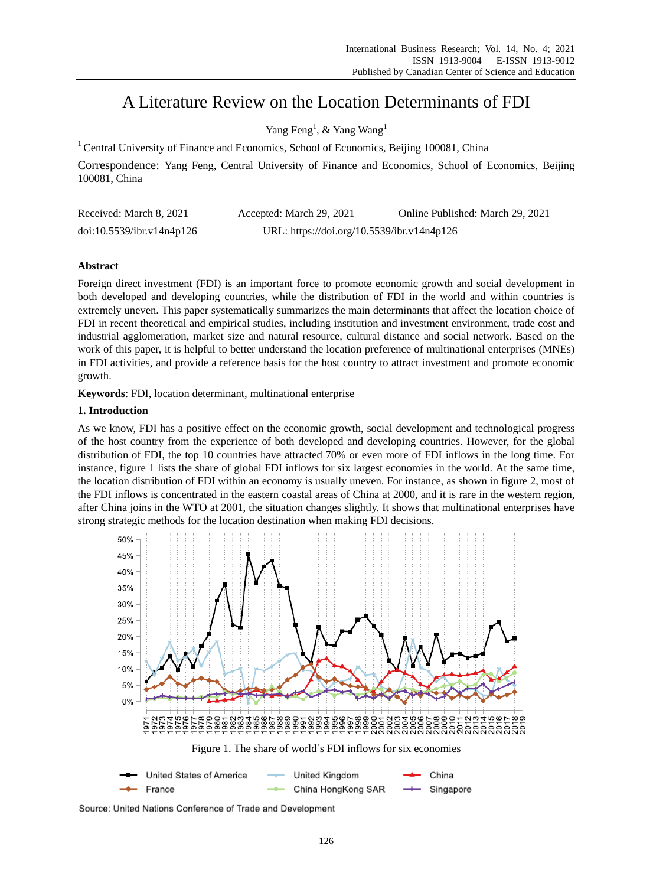# A Literature Review on the Location Determinants of FDI

Yang Feng[1], & Yang Wang[1]

[1] Central University of Finance and Economics, School of Economics, Beijing 100081, China

Correspondence: Yang Feng, Central University of Finance and Economics, School of Economics, Beijing 100081, China

Received: March 8, 2021    Accepted: March 29, 2021    Online Published: March 29, 2021

doi:10.5539/ibr.v14n4p126    URL: https://doi.org/10.5539/ibr.v14n4p126

## Abstract

Foreign direct investment (FDI) is an important force to promote economic growth and social development in both developed and developing countries, while the distribution of FDI in the world and within countries is extremely uneven. This paper systematically summarizes the main determinants that affect the location choice of FDI in recent theoretical and empirical studies, including institution and investment environment, trade cost and industrial agglomeration, market size and natural resource, cultural distance and social network. Based on the work of this paper, it is helpful to better understand the location preference of multinational enterprises (MNEs) in FDI activities, and provide a reference basis for the host country to attract investment and promote economic growth.

**Keywords**: FDI, location determinant, multinational enterprise

## 1. Introduction

As we know, FDI has a positive effect on the economic growth, social development and technological progress of the host country from the experience of both developed and developing countries. However, for the global distribution of FDI, the top 10 countries have attracted 70% or even more of FDI inflows in the long time. For instance, figure 1 lists the share of global FDI inflows for six largest economies in the world. At the same time, the location distribution of FDI within an economy is usually uneven. For instance, as shown in figure 2, most of the FDI inflows is concentrated in the eastern coastal areas of China at 2000, and it is rare in the western region, after China joins in the WTO at 2001, the situation changes slightly. It shows that multinational enterprises have strong strategic methods for the location destination when making FDI decisions.

Figure 1. The share of world's FDI inflows for six economies

Source: United Nations Conference of Trade and Development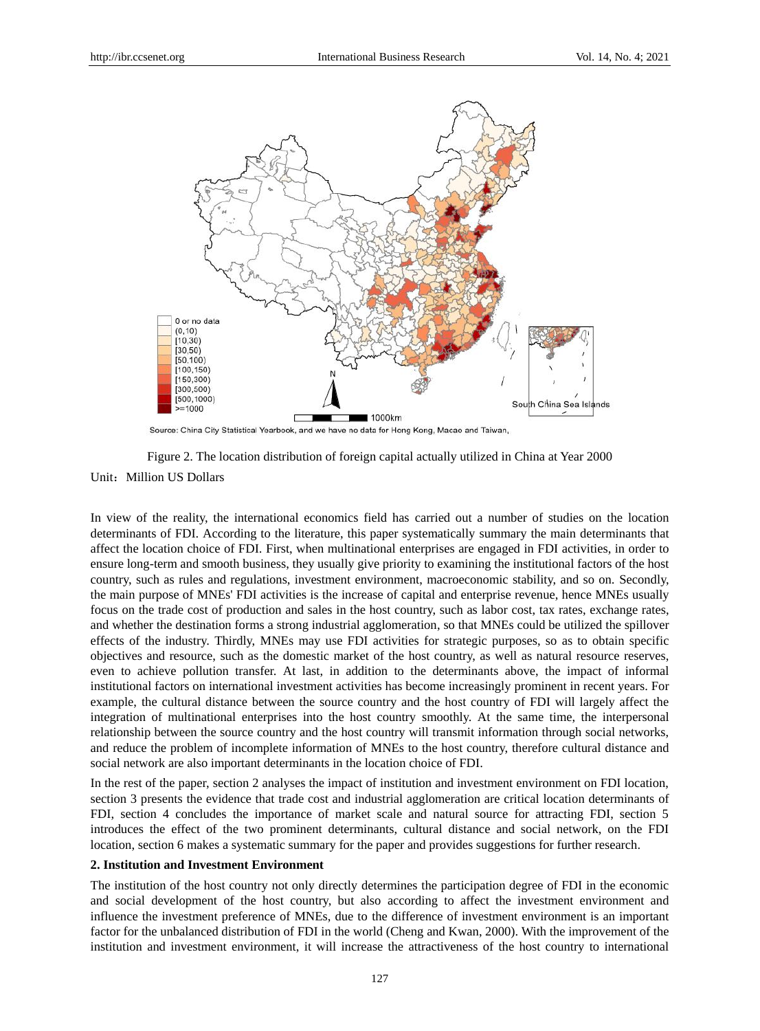Source: China City Statistical Yearbook, and we have no data for Hong Kong, Macao and Taiwan,

Figure 2. The location distribution of foreign capital actually utilized in China at Year 2000

Unit：Million US Dollars

In view of the reality, the international economics field has carried out a number of studies on the location determinants of FDI. According to the literature, this paper systematically summary the main determinants that affect the location choice of FDI. First, when multinational enterprises are engaged in FDI activities, in order to ensure long-term and smooth business, they usually give priority to examining the institutional factors of the host country, such as rules and regulations, investment environment, macroeconomic stability, and so on. Secondly, the main purpose of MNEs' FDI activities is the increase of capital and enterprise revenue, hence MNEs usually focus on the trade cost of production and sales in the host country, such as labor cost, tax rates, exchange rates, and whether the destination forms a strong industrial agglomeration, so that MNEs could be utilized the spillover effects of the industry. Thirdly, MNEs may use FDI activities for strategic purposes, so as to obtain specific objectives and resource, such as the domestic market of the host country, as well as natural resource reserves, even to achieve pollution transfer. At last, in addition to the determinants above, the impact of informal institutional factors on international investment activities has become increasingly prominent in recent years. For example, the cultural distance between the source country and the host country of FDI will largely affect the integration of multinational enterprises into the host country smoothly. At the same time, the interpersonal relationship between the source country and the host country will transmit information through social networks, and reduce the problem of incomplete information of MNEs to the host country, therefore cultural distance and social network are also important determinants in the location choice of FDI.

In the rest of the paper, section 2 analyses the impact of institution and investment environment on FDI location, section 3 presents the evidence that trade cost and industrial agglomeration are critical location determinants of FDI, section 4 concludes the importance of market scale and natural source for attracting FDI, section 5 introduces the effect of the two prominent determinants, cultural distance and social network, on the FDI location, section 6 makes a systematic summary for the paper and provides suggestions for further research.

## 2. Institution and Investment Environment

The institution of the host country not only directly determines the participation degree of FDI in the economic and social development of the host country, but also according to affect the investment environment and influence the investment preference of MNEs, due to the difference of investment environment is an important factor for the unbalanced distribution of FDI in the world (Cheng and Kwan, 2000). With the improvement of the institution and investment environment, it will increase the attractiveness of the host country to international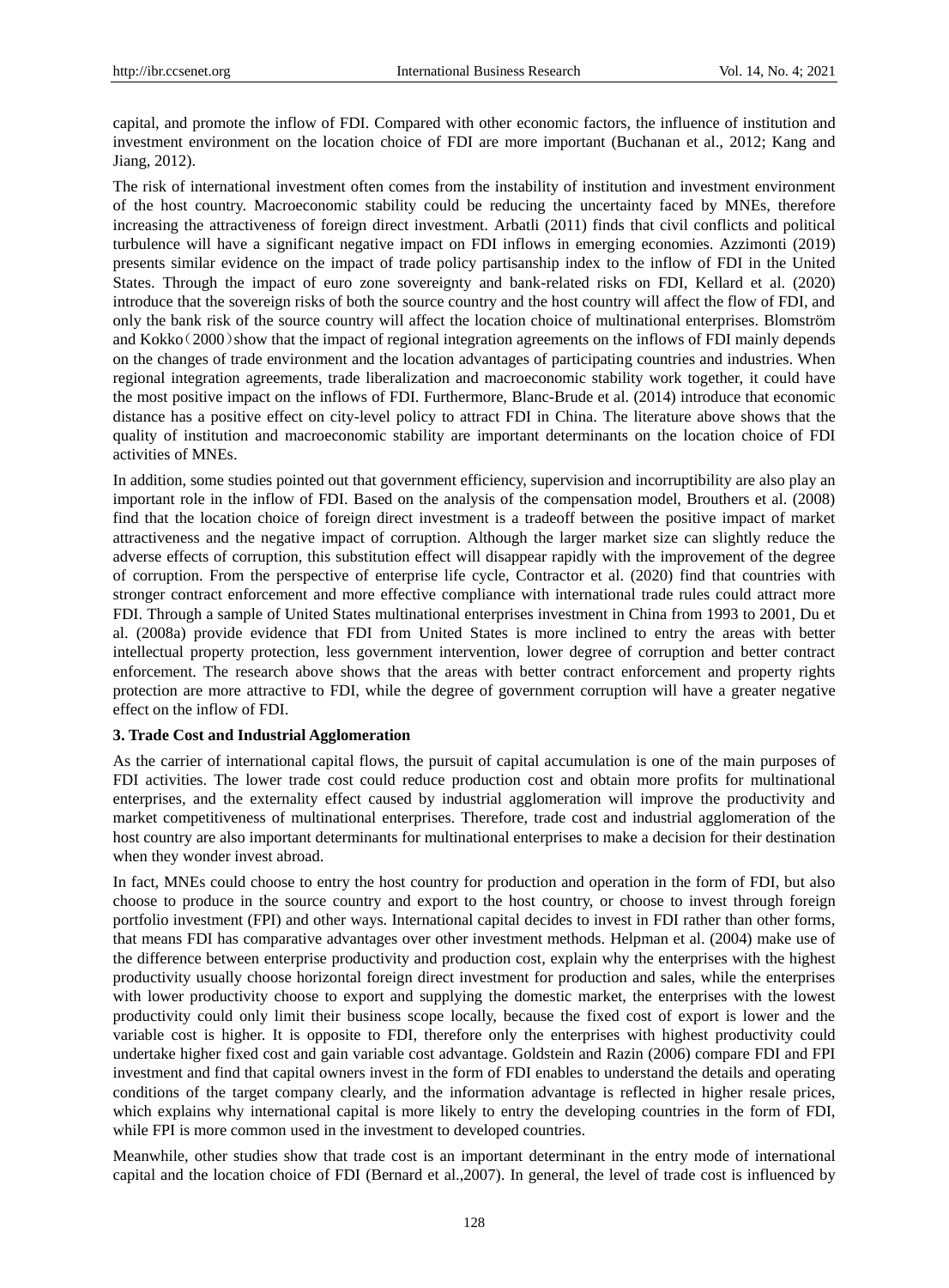capital, and promote the inflow of FDI. Compared with other economic factors, the influence of institution and investment environment on the location choice of FDI are more important (Buchanan et al., 2012; Kang and Jiang, 2012).

The risk of international investment often comes from the instability of institution and investment environment of the host country. Macroeconomic stability could be reducing the uncertainty faced by MNEs, therefore increasing the attractiveness of foreign direct investment. Arbatli (2011) finds that civil conflicts and political turbulence will have a significant negative impact on FDI inflows in emerging economies. Azzimonti (2019) presents similar evidence on the impact of trade policy partisanship index to the inflow of FDI in the United States. Through the impact of euro zone sovereignty and bank-related risks on FDI, Kellard et al. (2020) introduce that the sovereign risks of both the source country and the host country will affect the flow of FDI, and only the bank risk of the source country will affect the location choice of multinational enterprises. Blomström and Kokko（2000）show that the impact of regional integration agreements on the inflows of FDI mainly depends on the changes of trade environment and the location advantages of participating countries and industries. When regional integration agreements, trade liberalization and macroeconomic stability work together, it could have the most positive impact on the inflows of FDI. Furthermore, Blanc-Brude et al. (2014) introduce that economic distance has a positive effect on city-level policy to attract FDI in China. The literature above shows that the quality of institution and macroeconomic stability are important determinants on the location choice of FDI activities of MNEs.

In addition, some studies pointed out that government efficiency, supervision and incorruptibility are also play an important role in the inflow of FDI. Based on the analysis of the compensation model, Brouthers et al. (2008) find that the location choice of foreign direct investment is a tradeoff between the positive impact of market attractiveness and the negative impact of corruption. Although the larger market size can slightly reduce the adverse effects of corruption, this substitution effect will disappear rapidly with the improvement of the degree of corruption. From the perspective of enterprise life cycle, Contractor et al. (2020) find that countries with stronger contract enforcement and more effective compliance with international trade rules could attract more FDI. Through a sample of United States multinational enterprises investment in China from 1993 to 2001, Du et al. (2008a) provide evidence that FDI from United States is more inclined to entry the areas with better intellectual property protection, less government intervention, lower degree of corruption and better contract enforcement. The research above shows that the areas with better contract enforcement and property rights protection are more attractive to FDI, while the degree of government corruption will have a greater negative effect on the inflow of FDI.

## 3. Trade Cost and Industrial Agglomeration

As the carrier of international capital flows, the pursuit of capital accumulation is one of the main purposes of FDI activities. The lower trade cost could reduce production cost and obtain more profits for multinational enterprises, and the externality effect caused by industrial agglomeration will improve the productivity and market competitiveness of multinational enterprises. Therefore, trade cost and industrial agglomeration of the host country are also important determinants for multinational enterprises to make a decision for their destination when they wonder invest abroad.

In fact, MNEs could choose to entry the host country for production and operation in the form of FDI, but also choose to produce in the source country and export to the host country, or choose to invest through foreign portfolio investment (FPI) and other ways. International capital decides to invest in FDI rather than other forms, that means FDI has comparative advantages over other investment methods. Helpman et al. (2004) make use of the difference between enterprise productivity and production cost, explain why the enterprises with the highest productivity usually choose horizontal foreign direct investment for production and sales, while the enterprises with lower productivity choose to export and supplying the domestic market, the enterprises with the lowest productivity could only limit their business scope locally, because the fixed cost of export is lower and the variable cost is higher. It is opposite to FDI, therefore only the enterprises with highest productivity could undertake higher fixed cost and gain variable cost advantage. Goldstein and Razin (2006) compare FDI and FPI investment and find that capital owners invest in the form of FDI enables to understand the details and operating conditions of the target company clearly, and the information advantage is reflected in higher resale prices, which explains why international capital is more likely to entry the developing countries in the form of FDI, while FPI is more common used in the investment to developed countries.

Meanwhile, other studies show that trade cost is an important determinant in the entry mode of international capital and the location choice of FDI (Bernard et al.,2007). In general, the level of trade cost is influenced by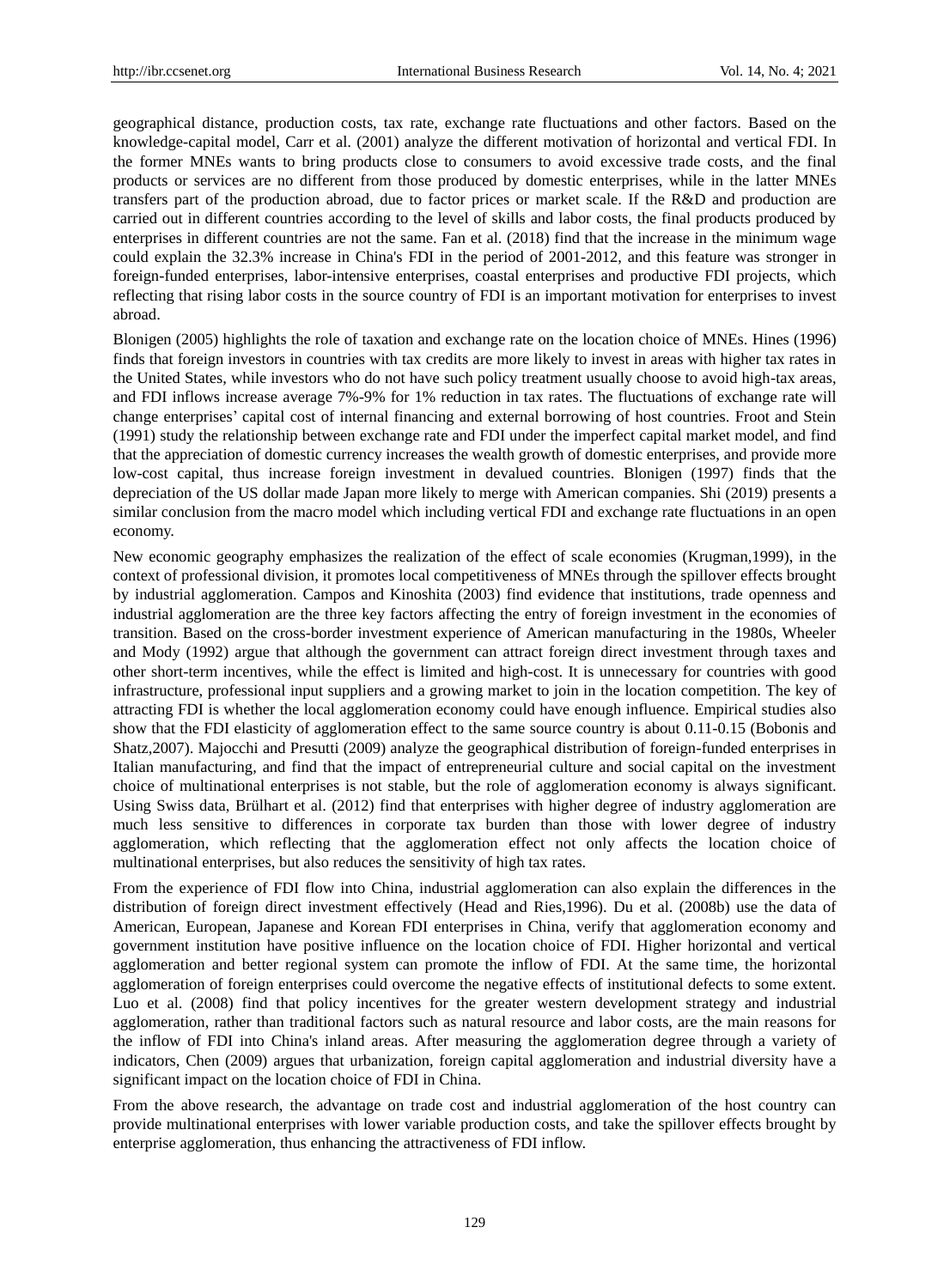geographical distance, production costs, tax rate, exchange rate fluctuations and other factors. Based on the knowledge-capital model, Carr et al. (2001) analyze the different motivation of horizontal and vertical FDI. In the former MNEs wants to bring products close to consumers to avoid excessive trade costs, and the final products or services are no different from those produced by domestic enterprises, while in the latter MNEs transfers part of the production abroad, due to factor prices or market scale. If the R&D and production are carried out in different countries according to the level of skills and labor costs, the final products produced by enterprises in different countries are not the same. Fan et al. (2018) find that the increase in the minimum wage could explain the 32.3% increase in China's FDI in the period of 2001-2012, and this feature was stronger in foreign-funded enterprises, labor-intensive enterprises, coastal enterprises and productive FDI projects, which reflecting that rising labor costs in the source country of FDI is an important motivation for enterprises to invest abroad.

Blonigen (2005) highlights the role of taxation and exchange rate on the location choice of MNEs. Hines (1996) finds that foreign investors in countries with tax credits are more likely to invest in areas with higher tax rates in the United States, while investors who do not have such policy treatment usually choose to avoid high-tax areas, and FDI inflows increase average 7%-9% for 1% reduction in tax rates. The fluctuations of exchange rate will change enterprises' capital cost of internal financing and external borrowing of host countries. Froot and Stein (1991) study the relationship between exchange rate and FDI under the imperfect capital market model, and find that the appreciation of domestic currency increases the wealth growth of domestic enterprises, and provide more low-cost capital, thus increase foreign investment in devalued countries. Blonigen (1997) finds that the depreciation of the US dollar made Japan more likely to merge with American companies. Shi (2019) presents a similar conclusion from the macro model which including vertical FDI and exchange rate fluctuations in an open economy.

New economic geography emphasizes the realization of the effect of scale economies (Krugman,1999), in the context of professional division, it promotes local competitiveness of MNEs through the spillover effects brought by industrial agglomeration. Campos and Kinoshita (2003) find evidence that institutions, trade openness and industrial agglomeration are the three key factors affecting the entry of foreign investment in the economies of transition. Based on the cross-border investment experience of American manufacturing in the 1980s, Wheeler and Mody (1992) argue that although the government can attract foreign direct investment through taxes and other short-term incentives, while the effect is limited and high-cost. It is unnecessary for countries with good infrastructure, professional input suppliers and a growing market to join in the location competition. The key of attracting FDI is whether the local agglomeration economy could have enough influence. Empirical studies also show that the FDI elasticity of agglomeration effect to the same source country is about 0.11-0.15 (Bobonis and Shatz,2007). Majocchi and Presutti (2009) analyze the geographical distribution of foreign-funded enterprises in Italian manufacturing, and find that the impact of entrepreneurial culture and social capital on the investment choice of multinational enterprises is not stable, but the role of agglomeration economy is always significant. Using Swiss data, Brülhart et al. (2012) find that enterprises with higher degree of industry agglomeration are much less sensitive to differences in corporate tax burden than those with lower degree of industry agglomeration, which reflecting that the agglomeration effect not only affects the location choice of multinational enterprises, but also reduces the sensitivity of high tax rates.

From the experience of FDI flow into China, industrial agglomeration can also explain the differences in the distribution of foreign direct investment effectively (Head and Ries,1996). Du et al. (2008b) use the data of American, European, Japanese and Korean FDI enterprises in China, verify that agglomeration economy and government institution have positive influence on the location choice of FDI. Higher horizontal and vertical agglomeration and better regional system can promote the inflow of FDI. At the same time, the horizontal agglomeration of foreign enterprises could overcome the negative effects of institutional defects to some extent. Luo et al. (2008) find that policy incentives for the greater western development strategy and industrial agglomeration, rather than traditional factors such as natural resource and labor costs, are the main reasons for the inflow of FDI into China's inland areas. After measuring the agglomeration degree through a variety of indicators, Chen (2009) argues that urbanization, foreign capital agglomeration and industrial diversity have a significant impact on the location choice of FDI in China.

From the above research, the advantage on trade cost and industrial agglomeration of the host country can provide multinational enterprises with lower variable production costs, and take the spillover effects brought by enterprise agglomeration, thus enhancing the attractiveness of FDI inflow.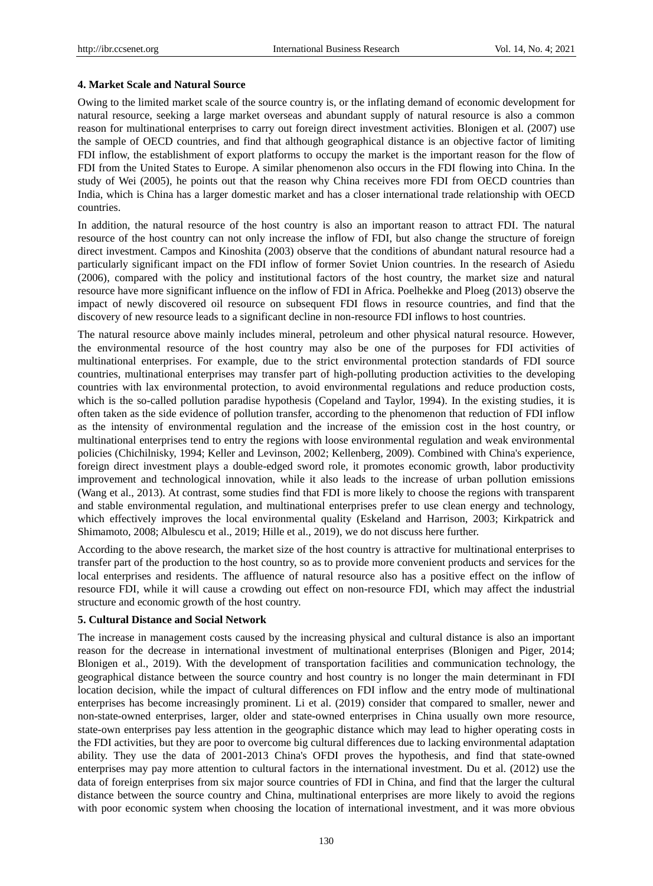#### 4. Market Scale and Natural Source

Owing to the limited market scale of the source country is, or the inflating demand of economic development for natural resource, seeking a large market overseas and abundant supply of natural resource is also a common reason for multinational enterprises to carry out foreign direct investment activities. Blonigen et al. (2007) use the sample of OECD countries, and find that although geographical distance is an objective factor of limiting FDI inflow, the establishment of export platforms to occupy the market is the important reason for the flow of FDI from the United States to Europe. A similar phenomenon also occurs in the FDI flowing into China. In the study of Wei (2005), he points out that the reason why China receives more FDI from OECD countries than India, which is China has a larger domestic market and has a closer international trade relationship with OECD countries.

In addition, the natural resource of the host country is also an important reason to attract FDI. The natural resource of the host country can not only increase the inflow of FDI, but also change the structure of foreign direct investment. Campos and Kinoshita (2003) observe that the conditions of abundant natural resource had a particularly significant impact on the FDI inflow of former Soviet Union countries. In the research of Asiedu (2006), compared with the policy and institutional factors of the host country, the market size and natural resource have more significant influence on the inflow of FDI in Africa. Poelhekke and Ploeg (2013) observe the impact of newly discovered oil resource on subsequent FDI flows in resource countries, and find that the discovery of new resource leads to a significant decline in non-resource FDI inflows to host countries.

The natural resource above mainly includes mineral, petroleum and other physical natural resource. However, the environmental resource of the host country may also be one of the purposes for FDI activities of multinational enterprises. For example, due to the strict environmental protection standards of FDI source countries, multinational enterprises may transfer part of high-polluting production activities to the developing countries with lax environmental protection, to avoid environmental regulations and reduce production costs, which is the so-called pollution paradise hypothesis (Copeland and Taylor, 1994). In the existing studies, it is often taken as the side evidence of pollution transfer, according to the phenomenon that reduction of FDI inflow as the intensity of environmental regulation and the increase of the emission cost in the host country, or multinational enterprises tend to entry the regions with loose environmental regulation and weak environmental policies (Chichilnisky, 1994; Keller and Levinson, 2002; Kellenberg, 2009). Combined with China's experience, foreign direct investment plays a double-edged sword role, it promotes economic growth, labor productivity improvement and technological innovation, while it also leads to the increase of urban pollution emissions (Wang et al., 2013). At contrast, some studies find that FDI is more likely to choose the regions with transparent and stable environmental regulation, and multinational enterprises prefer to use clean energy and technology, which effectively improves the local environmental quality (Eskeland and Harrison, 2003; Kirkpatrick and Shimamoto, 2008; Albulescu et al., 2019; Hille et al., 2019), we do not discuss here further.

According to the above research, the market size of the host country is attractive for multinational enterprises to transfer part of the production to the host country, so as to provide more convenient products and services for the local enterprises and residents. The affluence of natural resource also has a positive effect on the inflow of resource FDI, while it will cause a crowding out effect on non-resource FDI, which may affect the industrial structure and economic growth of the host country.

#### 5. Cultural Distance and Social Network

The increase in management costs caused by the increasing physical and cultural distance is also an important reason for the decrease in international investment of multinational enterprises (Blonigen and Piger, 2014; Blonigen et al., 2019). With the development of transportation facilities and communication technology, the geographical distance between the source country and host country is no longer the main determinant in FDI location decision, while the impact of cultural differences on FDI inflow and the entry mode of multinational enterprises has become increasingly prominent. Li et al. (2019) consider that compared to smaller, newer and non-state-owned enterprises, larger, older and state-owned enterprises in China usually own more resource, state-own enterprises pay less attention in the geographic distance which may lead to higher operating costs in the FDI activities, but they are poor to overcome big cultural differences due to lacking environmental adaptation ability. They use the data of 2001-2013 China's OFDI proves the hypothesis, and find that state-owned enterprises may pay more attention to cultural factors in the international investment. Du et al. (2012) use the data of foreign enterprises from six major source countries of FDI in China, and find that the larger the cultural distance between the source country and China, multinational enterprises are more likely to avoid the regions with poor economic system when choosing the location of international investment, and it was more obvious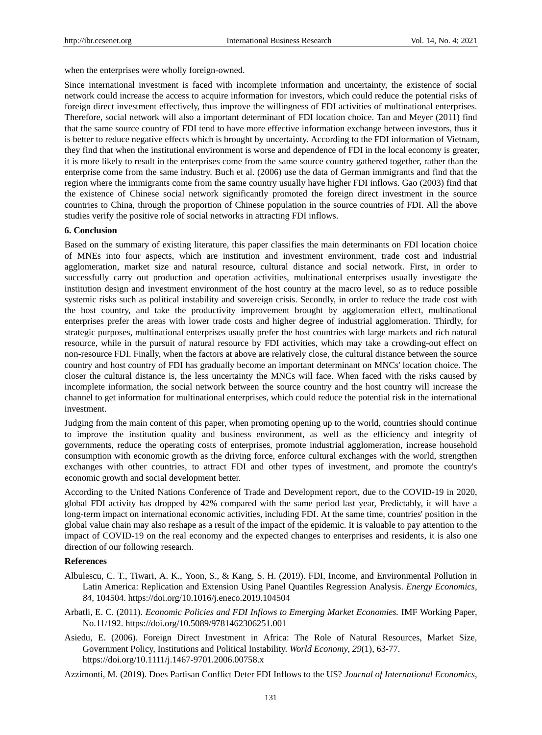when the enterprises were wholly foreign-owned.

Since international investment is faced with incomplete information and uncertainty, the existence of social network could increase the access to acquire information for investors, which could reduce the potential risks of foreign direct investment effectively, thus improve the willingness of FDI activities of multinational enterprises. Therefore, social network will also a important determinant of FDI location choice. Tan and Meyer (2011) find that the same source country of FDI tend to have more effective information exchange between investors, thus it is better to reduce negative effects which is brought by uncertainty. According to the FDI information of Vietnam, they find that when the institutional environment is worse and dependence of FDI in the local economy is greater, it is more likely to result in the enterprises come from the same source country gathered together, rather than the enterprise come from the same industry. Buch et al. (2006) use the data of German immigrants and find that the region where the immigrants come from the same country usually have higher FDI inflows. Gao (2003) find that the existence of Chinese social network significantly promoted the foreign direct investment in the source countries to China, through the proportion of Chinese population in the source countries of FDI. All the above studies verify the positive role of social networks in attracting FDI inflows.

## 6. Conclusion

Based on the summary of existing literature, this paper classifies the main determinants on FDI location choice of MNEs into four aspects, which are institution and investment environment, trade cost and industrial agglomeration, market size and natural resource, cultural distance and social network. First, in order to successfully carry out production and operation activities, multinational enterprises usually investigate the institution design and investment environment of the host country at the macro level, so as to reduce possible systemic risks such as political instability and sovereign crisis. Secondly, in order to reduce the trade cost with the host country, and take the productivity improvement brought by agglomeration effect, multinational enterprises prefer the areas with lower trade costs and higher degree of industrial agglomeration. Thirdly, for strategic purposes, multinational enterprises usually prefer the host countries with large markets and rich natural resource, while in the pursuit of natural resource by FDI activities, which may take a crowding-out effect on non-resource FDI. Finally, when the factors at above are relatively close, the cultural distance between the source country and host country of FDI has gradually become an important determinant on MNCs' location choice. The closer the cultural distance is, the less uncertainty the MNCs will face. When faced with the risks caused by incomplete information, the social network between the source country and the host country will increase the channel to get information for multinational enterprises, which could reduce the potential risk in the international investment.

Judging from the main content of this paper, when promoting opening up to the world, countries should continue to improve the institution quality and business environment, as well as the efficiency and integrity of governments, reduce the operating costs of enterprises, promote industrial agglomeration, increase household consumption with economic growth as the driving force, enforce cultural exchanges with the world, strengthen exchanges with other countries, to attract FDI and other types of investment, and promote the country's economic growth and social development better.

According to the United Nations Conference of Trade and Development report, due to the COVID-19 in 2020, global FDI activity has dropped by 42% compared with the same period last year, Predictably, it will have a long-term impact on international economic activities, including FDI. At the same time, countries' position in the global value chain may also reshape as a result of the impact of the epidemic. It is valuable to pay attention to the impact of COVID-19 on the real economy and the expected changes to enterprises and residents, it is also one direction of our following research.

## References

Albulescu, C. T., Tiwari, A. K., Yoon, S., & Kang, S. H. (2019). FDI, Income, and Environmental Pollution in Latin America: Replication and Extension Using Panel Quantiles Regression Analysis. *Energy Economics*, *84*, 104504. https://doi.org/10.1016/j.eneco.2019.104504

Arbatli, E. C. (2011). *Economic Policies and FDI Inflows to Emerging Market Economies.* IMF Working Paper, No.11/192. https://doi.org/10.5089/9781462306251.001

Asiedu, E. (2006). Foreign Direct Investment in Africa: The Role of Natural Resources, Market Size, Government Policy, Institutions and Political Instability. *World Economy*, *29*(1), 63-77. https://doi.org/10.1111/j.1467-9701.2006.00758.x

Azzimonti, M. (2019). Does Partisan Conflict Deter FDI Inflows to the US? *Journal of International Economics*,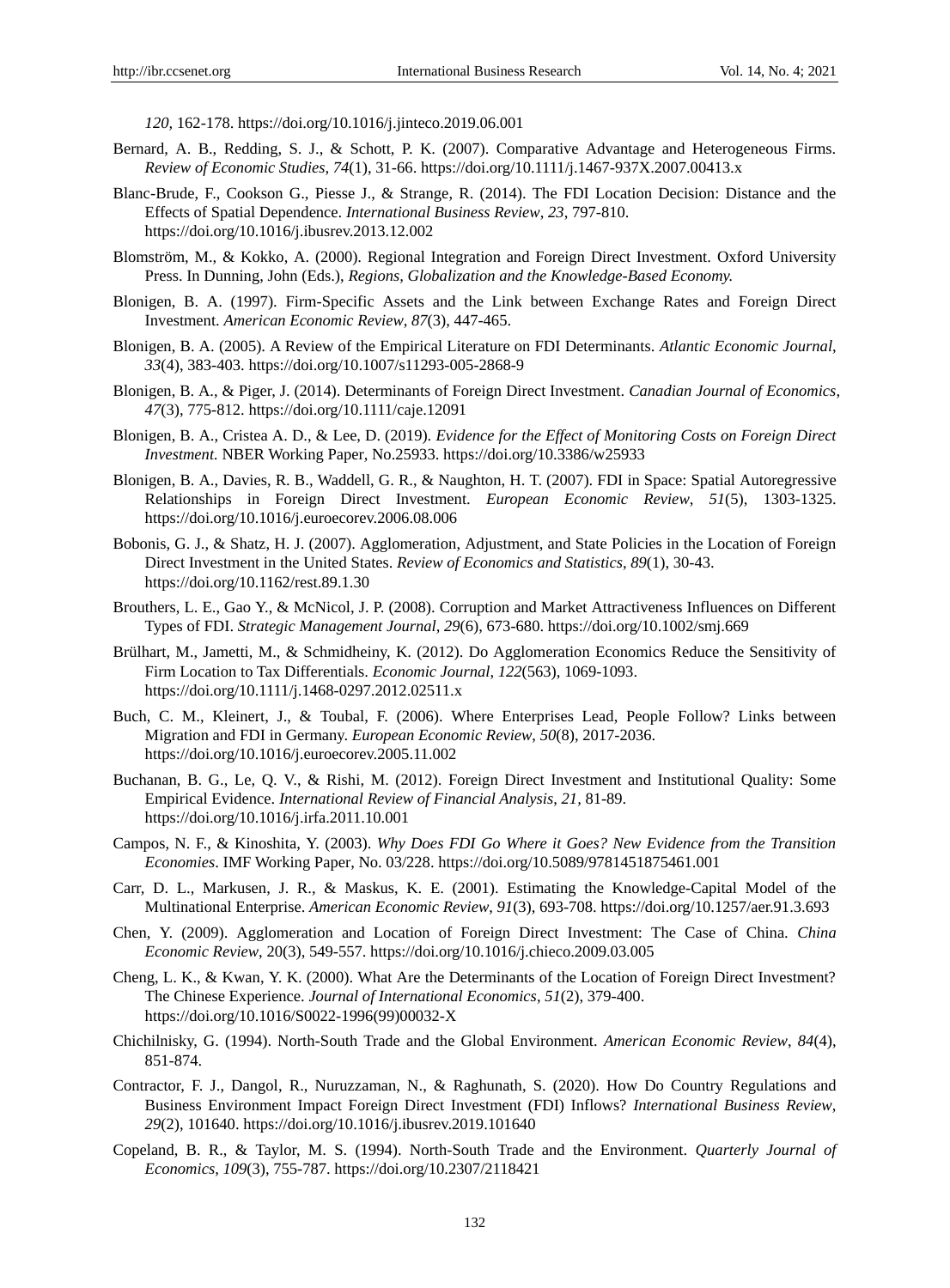*120*, 162-178. https://doi.org/10.1016/j.jinteco.2019.06.001

Bernard, A. B., Redding, S. J., & Schott, P. K. (2007). Comparative Advantage and Heterogeneous Firms. *Review of Economic Studies*, *74*(1), 31-66. https://doi.org/10.1111/j.1467-937X.2007.00413.x

Blanc-Brude, F., Cookson G., Piesse J., & Strange, R. (2014). The FDI Location Decision: Distance and the Effects of Spatial Dependence. *International Business Review*, *23*, 797-810. https://doi.org/10.1016/j.ibusrev.2013.12.002

Blomström, M., & Kokko, A. (2000). Regional Integration and Foreign Direct Investment. Oxford University Press. In Dunning, John (Eds.), *Regions, Globalization and the Knowledge-Based Economy.*

Blonigen, B. A. (1997). Firm-Specific Assets and the Link between Exchange Rates and Foreign Direct Investment. *American Economic Review*, *87*(3), 447-465.

Blonigen, B. A. (2005). A Review of the Empirical Literature on FDI Determinants. *Atlantic Economic Journal*, *33*(4), 383-403. https://doi.org/10.1007/s11293-005-2868-9

Blonigen, B. A., & Piger, J. (2014). Determinants of Foreign Direct Investment. *Canadian Journal of Economics*, *47*(3), 775-812. https://doi.org/10.1111/caje.12091

Blonigen, B. A., Cristea A. D., & Lee, D. (2019). *Evidence for the Effect of Monitoring Costs on Foreign Direct Investment*. NBER Working Paper, No.25933. https://doi.org/10.3386/w25933

Blonigen, B. A., Davies, R. B., Waddell, G. R., & Naughton, H. T. (2007). FDI in Space: Spatial Autoregressive Relationships in Foreign Direct Investment. *European Economic Review*, *51*(5), 1303-1325. https://doi.org/10.1016/j.euroecorev.2006.08.006

Bobonis, G. J., & Shatz, H. J. (2007). Agglomeration, Adjustment, and State Policies in the Location of Foreign Direct Investment in the United States. *Review of Economics and Statistics*, *89*(1), 30-43. https://doi.org/10.1162/rest.89.1.30

Brouthers, L. E., Gao Y., & McNicol, J. P. (2008). Corruption and Market Attractiveness Influences on Different Types of FDI. *Strategic Management Journal*, *29*(6), 673-680. https://doi.org/10.1002/smj.669

Brülhart, M., Jametti, M., & Schmidheiny, K. (2012). Do Agglomeration Economics Reduce the Sensitivity of Firm Location to Tax Differentials. *Economic Journal*, *122*(563), 1069-1093. https://doi.org/10.1111/j.1468-0297.2012.02511.x

Buch, C. M., Kleinert, J., & Toubal, F. (2006). Where Enterprises Lead, People Follow? Links between Migration and FDI in Germany. *European Economic Review*, *50*(8), 2017-2036. https://doi.org/10.1016/j.euroecorev.2005.11.002

Buchanan, B. G., Le, Q. V., & Rishi, M. (2012). Foreign Direct Investment and Institutional Quality: Some Empirical Evidence. *International Review of Financial Analysis*, *21*, 81-89. https://doi.org/10.1016/j.irfa.2011.10.001

Campos, N. F., & Kinoshita, Y. (2003). *Why Does FDI Go Where it Goes? New Evidence from the Transition Economies*. IMF Working Paper, No. 03/228. https://doi.org/10.5089/9781451875461.001

Carr, D. L., Markusen, J. R., & Maskus, K. E. (2001). Estimating the Knowledge-Capital Model of the Multinational Enterprise. *American Economic Review*, *91*(3), 693-708. https://doi.org/10.1257/aer.91.3.693

Chen, Y. (2009). Agglomeration and Location of Foreign Direct Investment: The Case of China. *China Economic Review*, 20(3), 549-557. https://doi.org/10.1016/j.chieco.2009.03.005

Cheng, L. K., & Kwan, Y. K. (2000). What Are the Determinants of the Location of Foreign Direct Investment? The Chinese Experience. *Journal of International Economics*, *51*(2), 379-400. https://doi.org/10.1016/S0022-1996(99)00032-X

Chichilnisky, G. (1994). North-South Trade and the Global Environment. *American Economic Review*, *84*(4), 851-874.

Contractor, F. J., Dangol, R., Nuruzzaman, N., & Raghunath, S. (2020). How Do Country Regulations and Business Environment Impact Foreign Direct Investment (FDI) Inflows? *International Business Review*, *29*(2), 101640. https://doi.org/10.1016/j.ibusrev.2019.101640

Copeland, B. R., & Taylor, M. S. (1994). North-South Trade and the Environment. *Quarterly Journal of Economics*, *109*(3), 755-787. https://doi.org/10.2307/2118421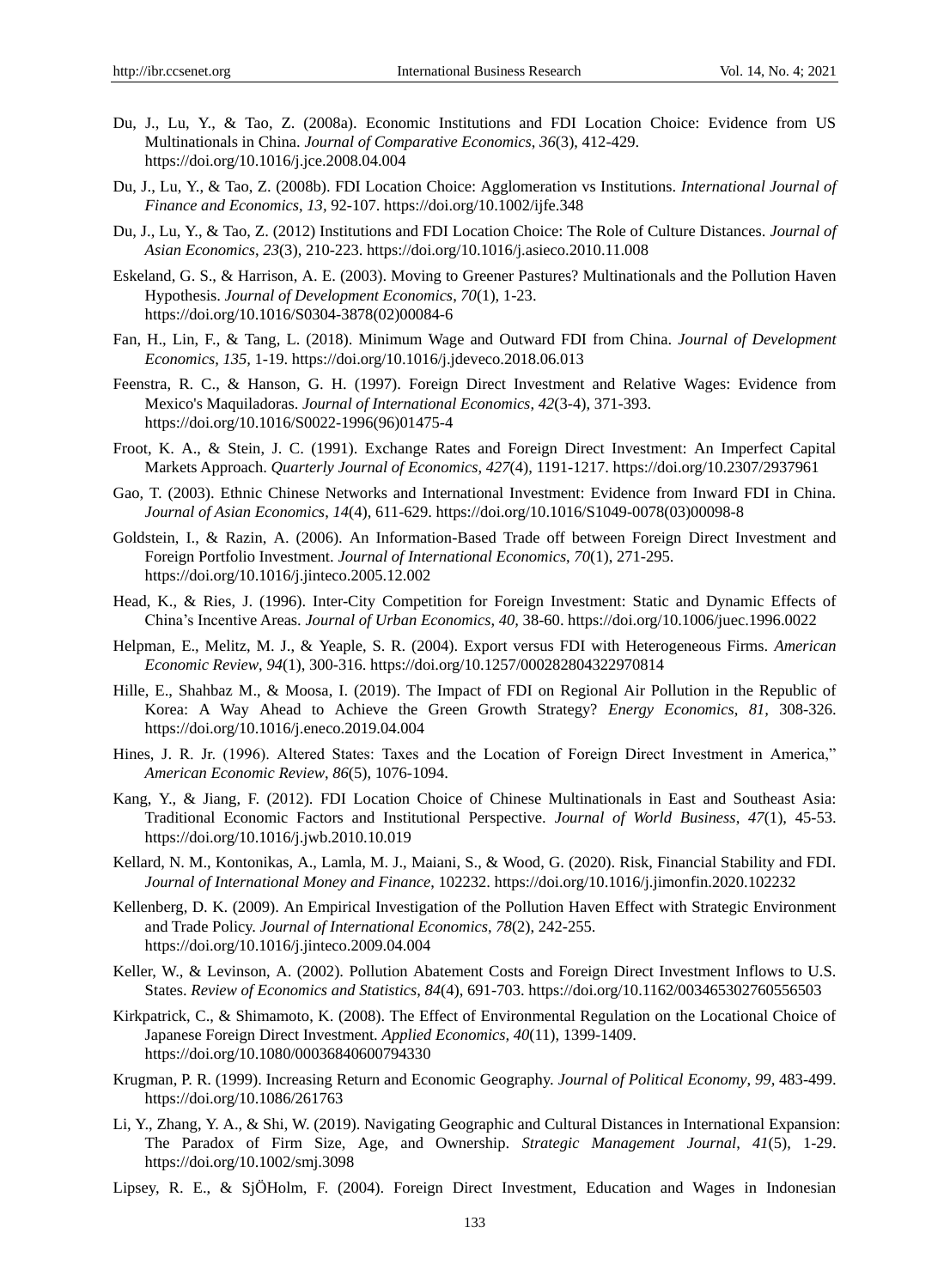Du, J., Lu, Y., & Tao, Z. (2008a). Economic Institutions and FDI Location Choice: Evidence from US Multinationals in China. *Journal of Comparative Economics*, *36*(3), 412-429. https://doi.org/10.1016/j.jce.2008.04.004

Du, J., Lu, Y., & Tao, Z. (2008b). FDI Location Choice: Agglomeration vs Institutions. *International Journal of Finance and Economics*, *13*, 92-107. https://doi.org/10.1002/ijfe.348

Du, J., Lu, Y., & Tao, Z. (2012) Institutions and FDI Location Choice: The Role of Culture Distances. *Journal of Asian Economics*, *23*(3), 210-223. https://doi.org/10.1016/j.asieco.2010.11.008

Eskeland, G. S., & Harrison, A. E. (2003). Moving to Greener Pastures? Multinationals and the Pollution Haven Hypothesis. *Journal of Development Economics*, *70*(1), 1-23. https://doi.org/10.1016/S0304-3878(02)00084-6

Fan, H., Lin, F., & Tang, L. (2018). Minimum Wage and Outward FDI from China. *Journal of Development Economics, 135,* 1-19. https://doi.org/10.1016/j.jdeveco.2018.06.013

Feenstra, R. C., & Hanson, G. H. (1997). Foreign Direct Investment and Relative Wages: Evidence from Mexico's Maquiladoras. *Journal of International Economics*, *42*(3-4), 371-393. https://doi.org/10.1016/S0022-1996(96)01475-4

Froot, K. A., & Stein, J. C. (1991). Exchange Rates and Foreign Direct Investment: An Imperfect Capital Markets Approach. *Quarterly Journal of Economics*, *427*(4), 1191-1217. https://doi.org/10.2307/2937961

Gao, T. (2003). Ethnic Chinese Networks and International Investment: Evidence from Inward FDI in China. *Journal of Asian Economics*, *14*(4), 611-629. https://doi.org/10.1016/S1049-0078(03)00098-8

Goldstein, I., & Razin, A. (2006). An Information-Based Trade off between Foreign Direct Investment and Foreign Portfolio Investment. *Journal of International Economics*, *70*(1), 271-295. https://doi.org/10.1016/j.jinteco.2005.12.002

Head, K., & Ries, J. (1996). Inter-City Competition for Foreign Investment: Static and Dynamic Effects of China's Incentive Areas. *Journal of Urban Economics*, *40*, 38-60. https://doi.org/10.1006/juec.1996.0022

Helpman, E., Melitz, M. J., & Yeaple, S. R. (2004). Export versus FDI with Heterogeneous Firms. *American Economic Review*, *94*(1), 300-316. https://doi.org/10.1257/000282804322970814

Hille, E., Shahbaz M., & Moosa, I. (2019). The Impact of FDI on Regional Air Pollution in the Republic of Korea: A Way Ahead to Achieve the Green Growth Strategy? *Energy Economics*, *81,* 308-326. https://doi.org/10.1016/j.eneco.2019.04.004

Hines, J. R. Jr. (1996). Altered States: Taxes and the Location of Foreign Direct Investment in America," *American Economic Review*, *86*(5), 1076-1094.

Kang, Y., & Jiang, F. (2012). FDI Location Choice of Chinese Multinationals in East and Southeast Asia: Traditional Economic Factors and Institutional Perspective. *Journal of World Business*, *47*(1), 45-53. https://doi.org/10.1016/j.jwb.2010.10.019

Kellard, N. M., Kontonikas, A., Lamla, M. J., Maiani, S., & Wood, G. (2020). Risk, Financial Stability and FDI. *Journal of International Money and Finance*, 102232. https://doi.org/10.1016/j.jimonfin.2020.102232

Kellenberg, D. K. (2009). An Empirical Investigation of the Pollution Haven Effect with Strategic Environment and Trade Policy. *Journal of International Economics*, *78*(2), 242-255. https://doi.org/10.1016/j.jinteco.2009.04.004

Keller, W., & Levinson, A. (2002). Pollution Abatement Costs and Foreign Direct Investment Inflows to U.S. States. *Review of Economics and Statistics*, *84*(4), 691-703. https://doi.org/10.1162/003465302760556503

Kirkpatrick, C., & Shimamoto, K. (2008). The Effect of Environmental Regulation on the Locational Choice of Japanese Foreign Direct Investment. *Applied Economics, 40*(11), 1399-1409. https://doi.org/10.1080/00036840600794330

Krugman, P. R. (1999). Increasing Return and Economic Geography. *Journal of Political Economy*, *99,* 483-499. https://doi.org/10.1086/261763

Li, Y., Zhang, Y. A., & Shi, W. (2019). Navigating Geographic and Cultural Distances in International Expansion: The Paradox of Firm Size, Age, and Ownership. *Strategic Management Journal*, *41*(5), 1-29. https://doi.org/10.1002/smj.3098

Lipsey, R. E., & SjÖHolm, F. (2004). Foreign Direct Investment, Education and Wages in Indonesian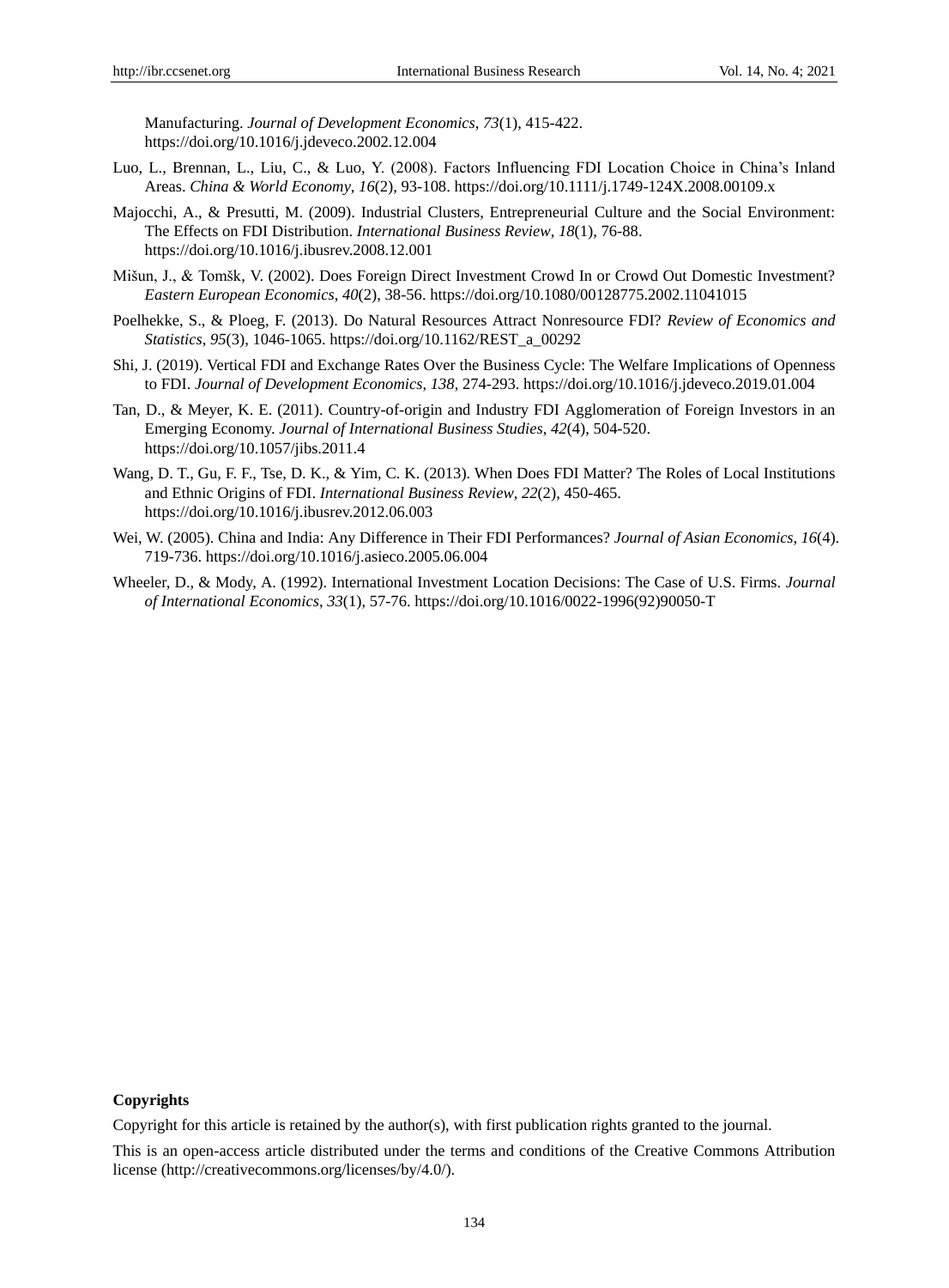Manufacturing. *Journal of Development Economics*, *73*(1), 415-422. https://doi.org/10.1016/j.jdeveco.2002.12.004

Luo, L., Brennan, L., Liu, C., & Luo, Y. (2008). Factors Influencing FDI Location Choice in China's Inland Areas. *China & World Economy*, *16*(2), 93-108. https://doi.org/10.1111/j.1749-124X.2008.00109.x

Majocchi, A., & Presutti, M. (2009). Industrial Clusters, Entrepreneurial Culture and the Social Environment: The Effects on FDI Distribution. *International Business Review*, *18*(1), 76-88. https://doi.org/10.1016/j.ibusrev.2008.12.001

Mišun, J., & Tomšk, V. (2002). Does Foreign Direct Investment Crowd In or Crowd Out Domestic Investment? *Eastern European Economics*, *40*(2), 38-56. https://doi.org/10.1080/00128775.2002.11041015

Poelhekke, S., & Ploeg, F. (2013). Do Natural Resources Attract Nonresource FDI? *Review of Economics and Statistics*, *95*(3), 1046-1065. https://doi.org/10.1162/REST_a_00292

Shi, J. (2019). Vertical FDI and Exchange Rates Over the Business Cycle: The Welfare Implications of Openness to FDI. *Journal of Development Economics*, *138*, 274-293. https://doi.org/10.1016/j.jdeveco.2019.01.004

Tan, D., & Meyer, K. E. (2011). Country-of-origin and Industry FDI Agglomeration of Foreign Investors in an Emerging Economy. *Journal of International Business Studies*, *42*(4), 504-520. https://doi.org/10.1057/jibs.2011.4

Wang, D. T., Gu, F. F., Tse, D. K., & Yim, C. K. (2013). When Does FDI Matter? The Roles of Local Institutions and Ethnic Origins of FDI. *International Business Review*, *22*(2), 450-465. https://doi.org/10.1016/j.ibusrev.2012.06.003

Wei, W. (2005). China and India: Any Difference in Their FDI Performances? *Journal of Asian Economics*, *16*(4). 719-736. https://doi.org/10.1016/j.asieco.2005.06.004

Wheeler, D., & Mody, A. (1992). International Investment Location Decisions: The Case of U.S. Firms. *Journal of International Economics*, *33*(1), 57-76. https://doi.org/10.1016/0022-1996(92)90050-T

**Copyrights**

Copyright for this article is retained by the author(s), with first publication rights granted to the journal.

This is an open-access article distributed under the terms and conditions of the Creative Commons Attribution license (http://creativecommons.org/licenses/by/4.0/).